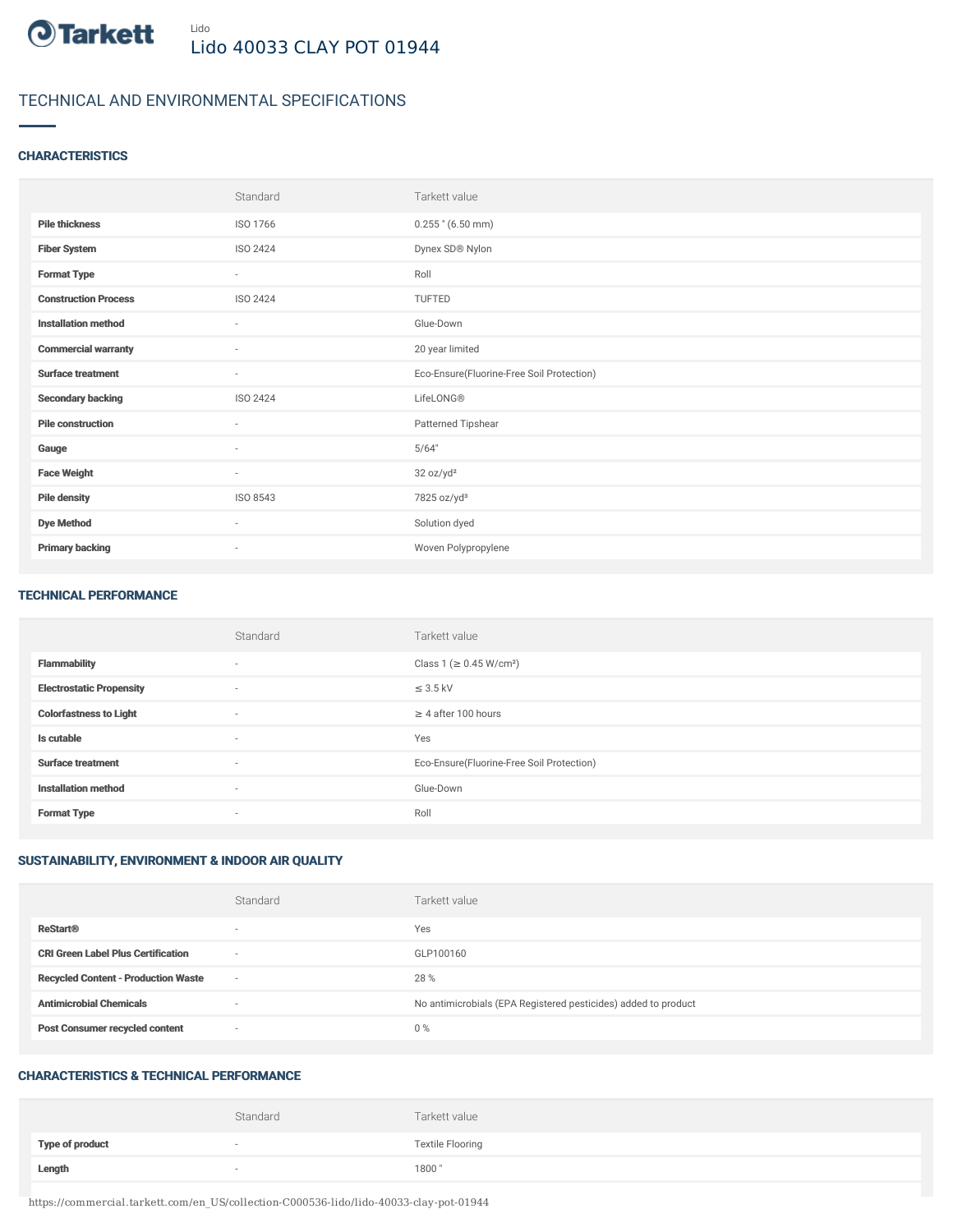Tarkett

Lido

# Lido 40033 CLAY POT 01944

## TECHNICAL AND ENVIRONMENTAL SPECIFICATIONS

### CHARACTERISTICS

| | Standard | Tarkett value |
|---|---|---|
| **Pile thickness** | ISO 1766 | 0.255 " (6.50 mm) |
| **Fiber System** | ISO 2424 | Dynex SD® Nylon |
| **Format Type** | - | Roll |
| **Construction Process** | ISO 2424 | TUFTED |
| **Installation method** | - | Glue-Down |
| **Commercial warranty** | - | 20 year limited |
| **Surface treatment** | - | Eco-Ensure(Fluorine-Free Soil Protection) |
| **Secondary backing** | ISO 2424 | LifeLONG® |
| **Pile construction** | - | Patterned Tipshear |
| **Gauge** | - | 5/64" |
| **Face Weight** | - | 32 oz/yd² |
| **Pile density** | ISO 8543 | 7825 oz/yd³ |
| **Dye Method** | - | Solution dyed |
| **Primary backing** | - | Woven Polypropylene |

### TECHNICAL PERFORMANCE

| | Standard | Tarkett value |
|---|---|---|
| **Flammability** | - | Class 1 (≥ 0.45 W/cm²) |
| **Electrostatic Propensity** | - | ≤ 3.5 kV |
| **Colorfastness to Light** | - | ≥ 4 after 100 hours |
| **Is cutable** | - | Yes |
| **Surface treatment** | - | Eco-Ensure(Fluorine-Free Soil Protection) |
| **Installation method** | - | Glue-Down |
| **Format Type** | - | Roll |

### SUSTAINABILITY, ENVIRONMENT & INDOOR AIR QUALITY

| | Standard | Tarkett value |
|---|---|---|
| **ReStart®** | - | Yes |
| **CRI Green Label Plus Certification** | - | GLP100160 |
| **Recycled Content - Production Waste** | - | 28 % |
| **Antimicrobial Chemicals** | - | No antimicrobials (EPA Registered pesticides) added to product |
| **Post Consumer recycled content** | - | 0 % |

### CHARACTERISTICS & TECHNICAL PERFORMANCE

| | Standard | Tarkett value |
|---|---|---|
| **Type of product** | - | Textile Flooring |
| **Length** | - | 1800 " |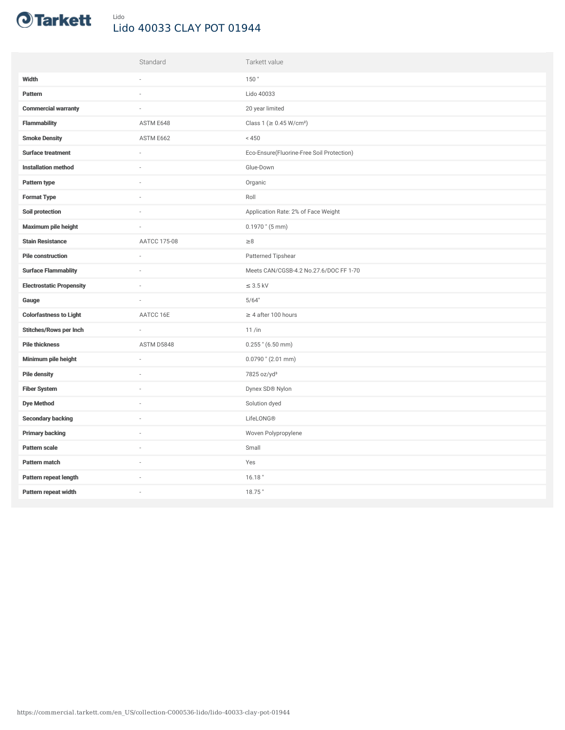Lido

# Lido 40033 CLAY POT 01944

| | Standard | Tarkett value |
|---|---|---|
| **Width** | - | 150 " |
| **Pattern** | - | Lido 40033 |
| **Commercial warranty** | - | 20 year limited |
| **Flammability** | ASTM E648 | Class 1 (≥ 0.45 W/cm²) |
| **Smoke Density** | ASTM E662 | < 450 |
| **Surface treatment** | - | Eco-Ensure(Fluorine-Free Soil Protection) |
| **Installation method** | - | Glue-Down |
| **Pattern type** | - | Organic |
| **Format Type** | - | Roll |
| **Soil protection** | - | Application Rate: 2% of Face Weight |
| **Maximum pile height** | - | 0.1970 " (5 mm) |
| **Stain Resistance** | AATCC 175-08 | ≥8 |
| **Pile construction** | - | Patterned Tipshear |
| **Surface Flammablity** | - | Meets CAN/CGSB-4.2 No.27.6/DOC FF 1-70 |
| **Electrostatic Propensity** | - | ≤ 3.5 kV |
| **Gauge** | - | 5/64" |
| **Colorfastness to Light** | AATCC 16E | ≥ 4 after 100 hours |
| **Stitches/Rows per Inch** | - | 11 /in |
| **Pile thickness** | ASTM D5848 | 0.255 " (6.50 mm) |
| **Minimum pile height** | - | 0.0790 " (2.01 mm) |
| **Pile density** | - | 7825 oz/yd³ |
| **Fiber System** | - | Dynex SD® Nylon |
| **Dye Method** | - | Solution dyed |
| **Secondary backing** | - | LifeLONG® |
| **Primary backing** | - | Woven Polypropylene |
| **Pattern scale** | - | Small |
| **Pattern match** | - | Yes |
| **Pattern repeat length** | - | 16.18 " |
| **Pattern repeat width** | - | 18.75 " |

https://commercial.tarkett.com/en_US/collection-C000536-lido/lido-40033-clay-pot-01944